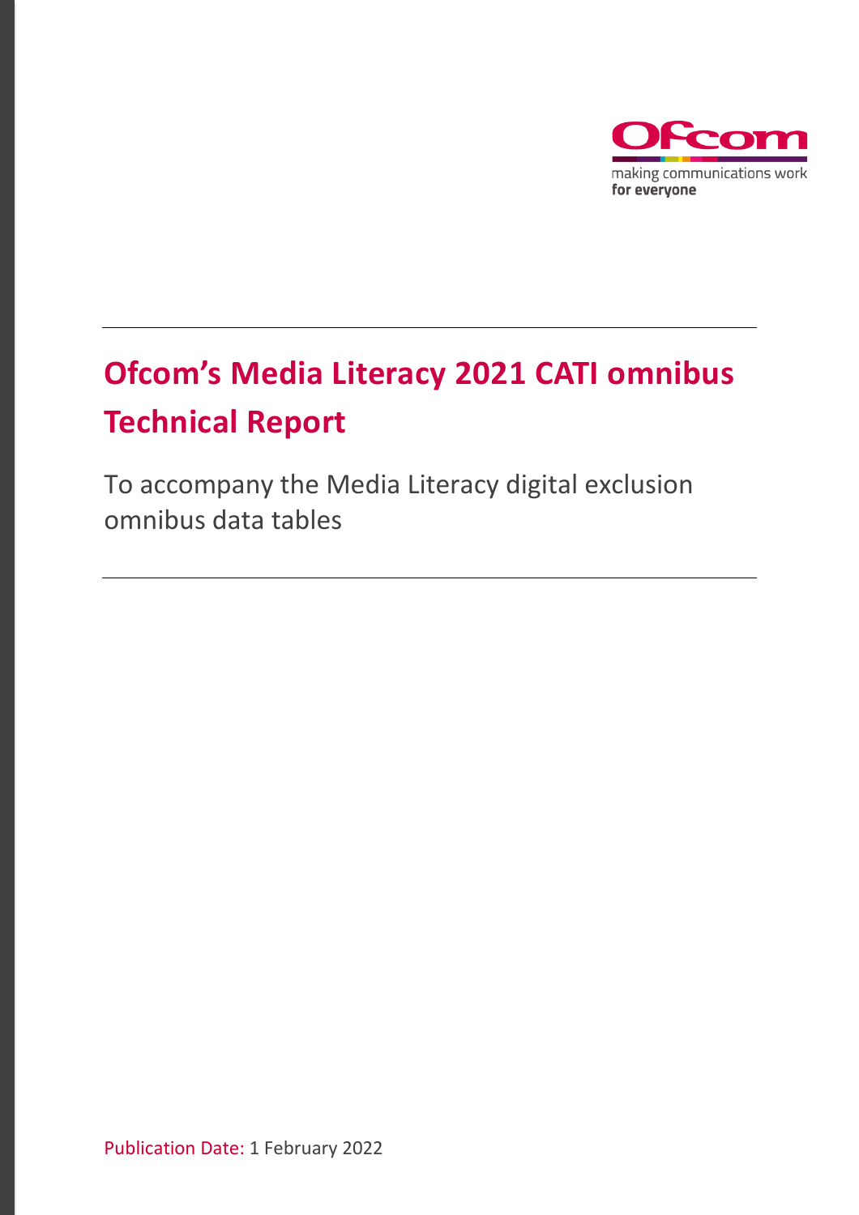Ofcom

making communications work
for everyone

# Ofcom's Media Literacy 2021 CATI omnibus Technical Report

To accompany the Media Literacy digital exclusion omnibus data tables

Publication Date: 1 February 2022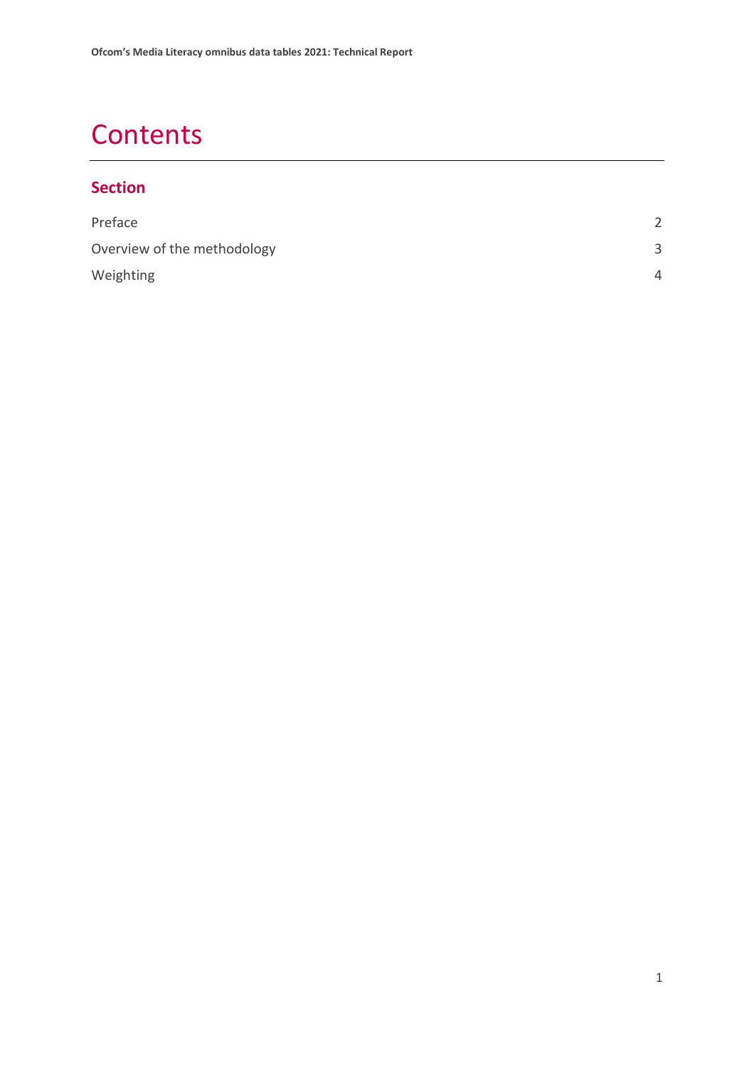# Contents

## Section

| | |
|---|---|
| Preface | 2 |
| Overview of the methodology | 3 |
| Weighting | 4 |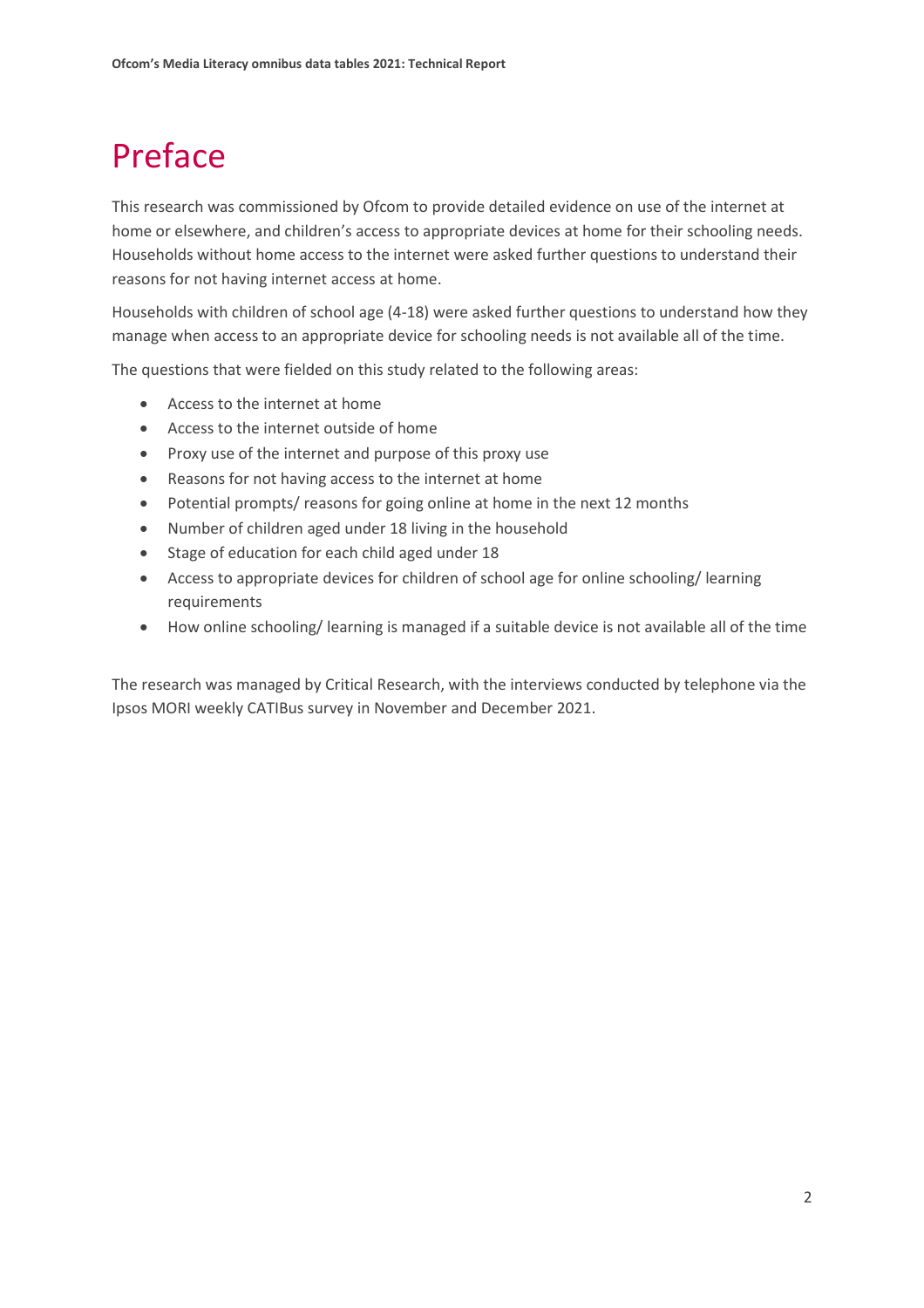# Preface

This research was commissioned by Ofcom to provide detailed evidence on use of the internet at home or elsewhere, and children's access to appropriate devices at home for their schooling needs. Households without home access to the internet were asked further questions to understand their reasons for not having internet access at home.

Households with children of school age (4-18) were asked further questions to understand how they manage when access to an appropriate device for schooling needs is not available all of the time.

The questions that were fielded on this study related to the following areas:

- Access to the internet at home
- Access to the internet outside of home
- Proxy use of the internet and purpose of this proxy use
- Reasons for not having access to the internet at home
- Potential prompts/ reasons for going online at home in the next 12 months
- Number of children aged under 18 living in the household
- Stage of education for each child aged under 18
- Access to appropriate devices for children of school age for online schooling/ learning requirements
- How online schooling/ learning is managed if a suitable device is not available all of the time

The research was managed by Critical Research, with the interviews conducted by telephone via the Ipsos MORI weekly CATIBus survey in November and December 2021.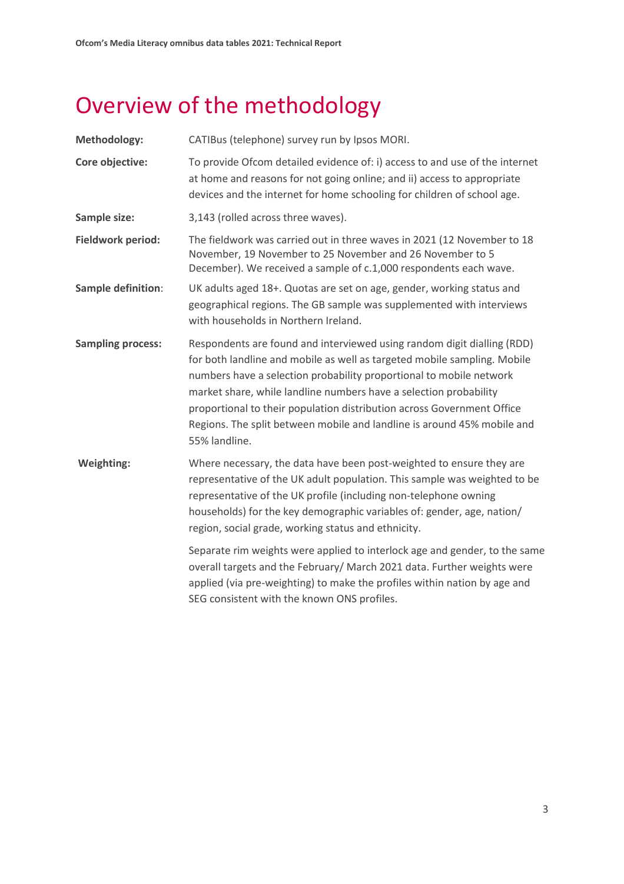# Overview of the methodology

**Methodology:** CATIBus (telephone) survey run by Ipsos MORI.

**Core objective:** To provide Ofcom detailed evidence of: i) access to and use of the internet at home and reasons for not going online; and ii) access to appropriate devices and the internet for home schooling for children of school age.

**Sample size:** 3,143 (rolled across three waves).

**Fieldwork period:** The fieldwork was carried out in three waves in 2021 (12 November to 18 November, 19 November to 25 November and 26 November to 5 December). We received a sample of c.1,000 respondents each wave.

**Sample definition**: UK adults aged 18+. Quotas are set on age, gender, working status and geographical regions. The GB sample was supplemented with interviews with households in Northern Ireland.

**Sampling process:** Respondents are found and interviewed using random digit dialling (RDD) for both landline and mobile as well as targeted mobile sampling. Mobile numbers have a selection probability proportional to mobile network market share, while landline numbers have a selection probability proportional to their population distribution across Government Office Regions. The split between mobile and landline is around 45% mobile and 55% landline.

**Weighting:** Where necessary, the data have been post-weighted to ensure they are representative of the UK adult population. This sample was weighted to be representative of the UK profile (including non-telephone owning households) for the key demographic variables of: gender, age, nation/ region, social grade, working status and ethnicity.

Separate rim weights were applied to interlock age and gender, to the same overall targets and the February/ March 2021 data. Further weights were applied (via pre-weighting) to make the profiles within nation by age and SEG consistent with the known ONS profiles.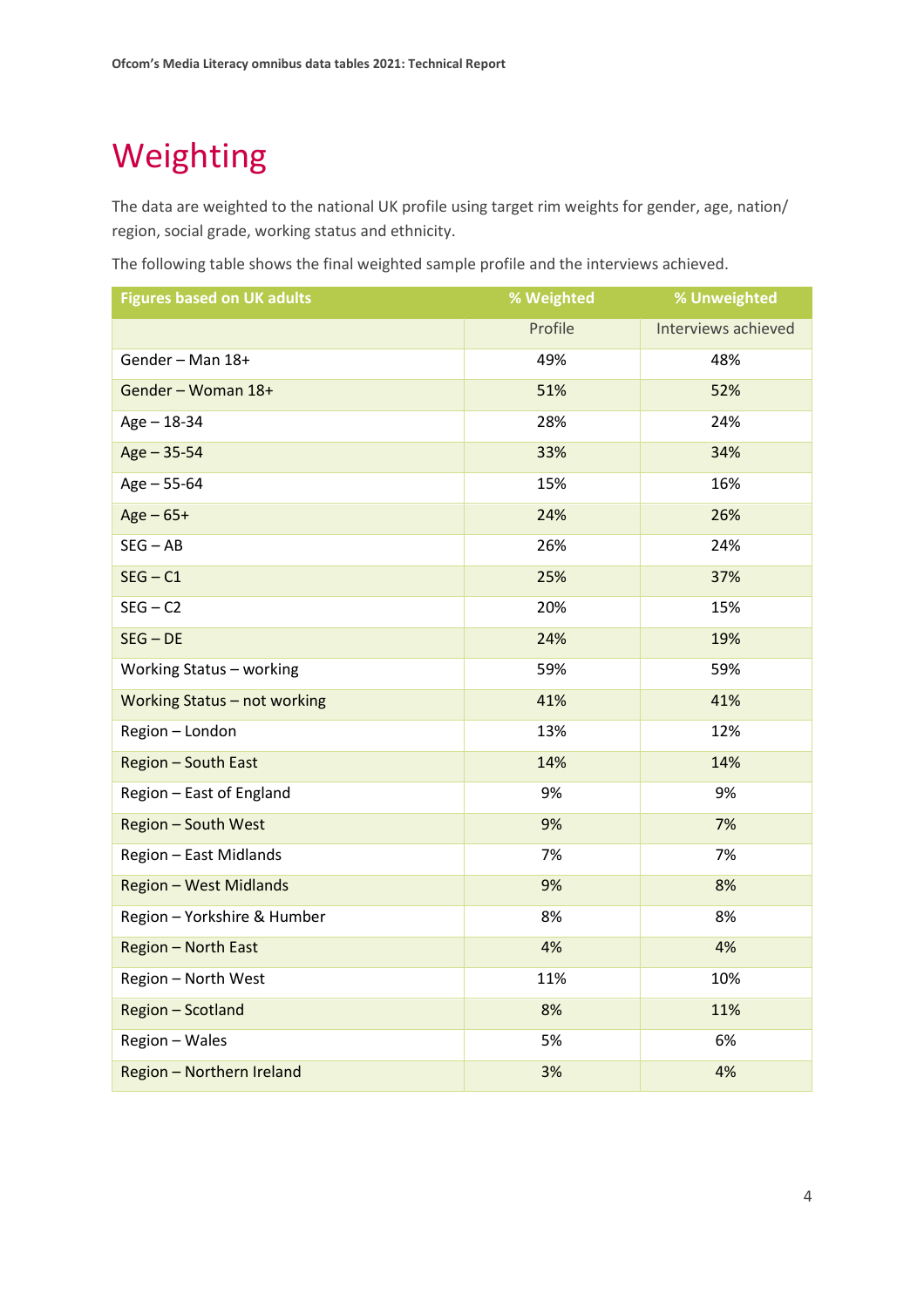# Weighting

The data are weighted to the national UK profile using target rim weights for gender, age, nation/ region, social grade, working status and ethnicity.

The following table shows the final weighted sample profile and the interviews achieved.

| Figures based on UK adults | % Weighted | % Unweighted |
|---|---|---|
| | Profile | Interviews achieved |
| Gender – Man 18+ | 49% | 48% |
| Gender – Woman 18+ | 51% | 52% |
| Age – 18-34 | 28% | 24% |
| Age – 35-54 | 33% | 34% |
| Age – 55-64 | 15% | 16% |
| Age – 65+ | 24% | 26% |
| SEG – AB | 26% | 24% |
| SEG – C1 | 25% | 37% |
| SEG – C2 | 20% | 15% |
| SEG – DE | 24% | 19% |
| Working Status – working | 59% | 59% |
| Working Status – not working | 41% | 41% |
| Region – London | 13% | 12% |
| Region – South East | 14% | 14% |
| Region – East of England | 9% | 9% |
| Region – South West | 9% | 7% |
| Region – East Midlands | 7% | 7% |
| Region – West Midlands | 9% | 8% |
| Region – Yorkshire & Humber | 8% | 8% |
| Region – North East | 4% | 4% |
| Region – North West | 11% | 10% |
| Region – Scotland | 8% | 11% |
| Region – Wales | 5% | 6% |
| Region – Northern Ireland | 3% | 4% |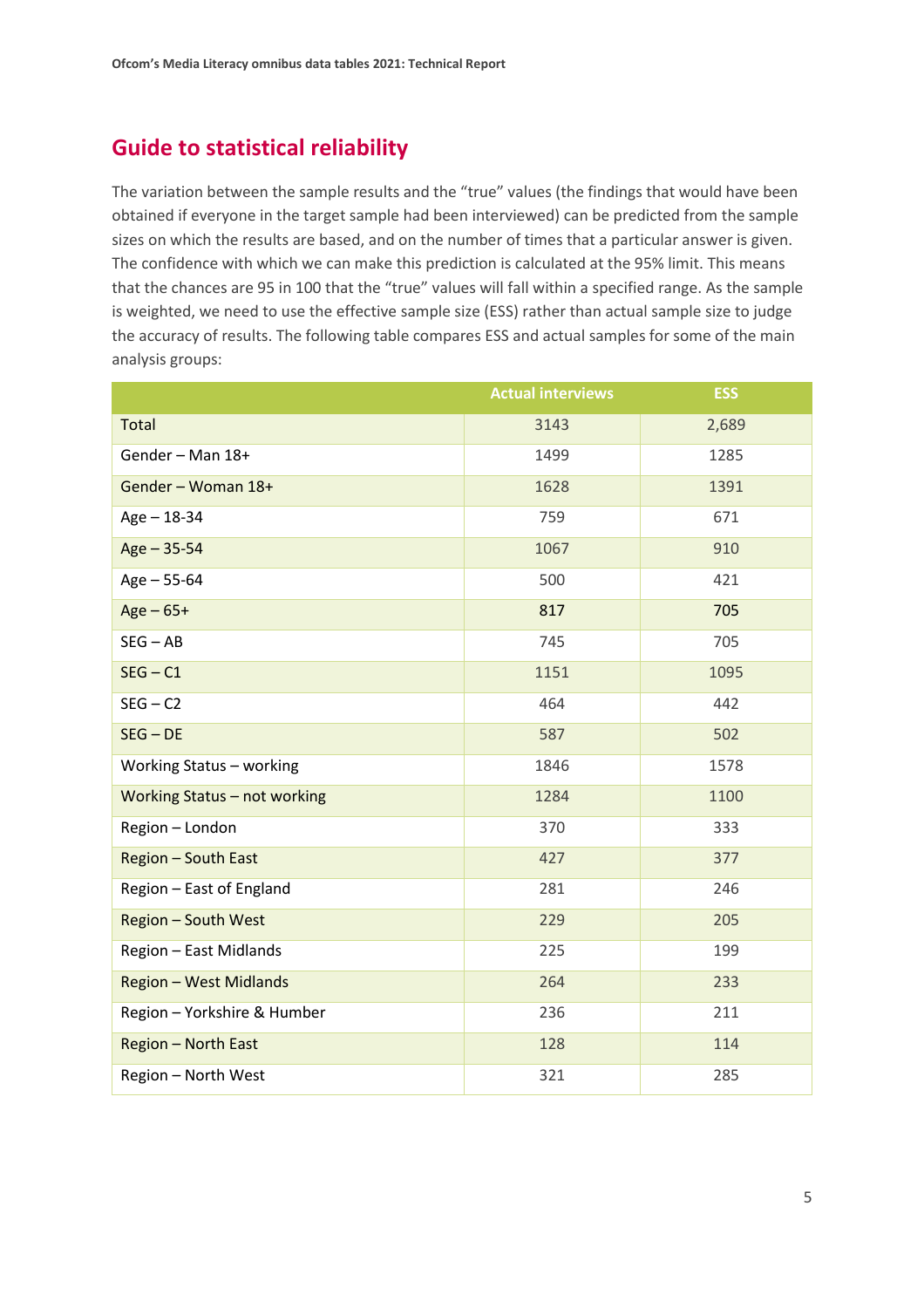## Guide to statistical reliability

The variation between the sample results and the "true" values (the findings that would have been obtained if everyone in the target sample had been interviewed) can be predicted from the sample sizes on which the results are based, and on the number of times that a particular answer is given. The confidence with which we can make this prediction is calculated at the 95% limit. This means that the chances are 95 in 100 that the "true" values will fall within a specified range. As the sample is weighted, we need to use the effective sample size (ESS) rather than actual sample size to judge the accuracy of results. The following table compares ESS and actual samples for some of the main analysis groups:

| | Actual interviews | ESS |
|---|---|---|
| Total | 3143 | 2,689 |
| Gender – Man 18+ | 1499 | 1285 |
| Gender – Woman 18+ | 1628 | 1391 |
| Age – 18-34 | 759 | 671 |
| Age – 35-54 | 1067 | 910 |
| Age – 55-64 | 500 | 421 |
| Age – 65+ | 817 | 705 |
| SEG – AB | 745 | 705 |
| SEG – C1 | 1151 | 1095 |
| SEG – C2 | 464 | 442 |
| SEG – DE | 587 | 502 |
| Working Status – working | 1846 | 1578 |
| Working Status – not working | 1284 | 1100 |
| Region – London | 370 | 333 |
| Region – South East | 427 | 377 |
| Region – East of England | 281 | 246 |
| Region – South West | 229 | 205 |
| Region – East Midlands | 225 | 199 |
| Region – West Midlands | 264 | 233 |
| Region – Yorkshire & Humber | 236 | 211 |
| Region – North East | 128 | 114 |
| Region – North West | 321 | 285 |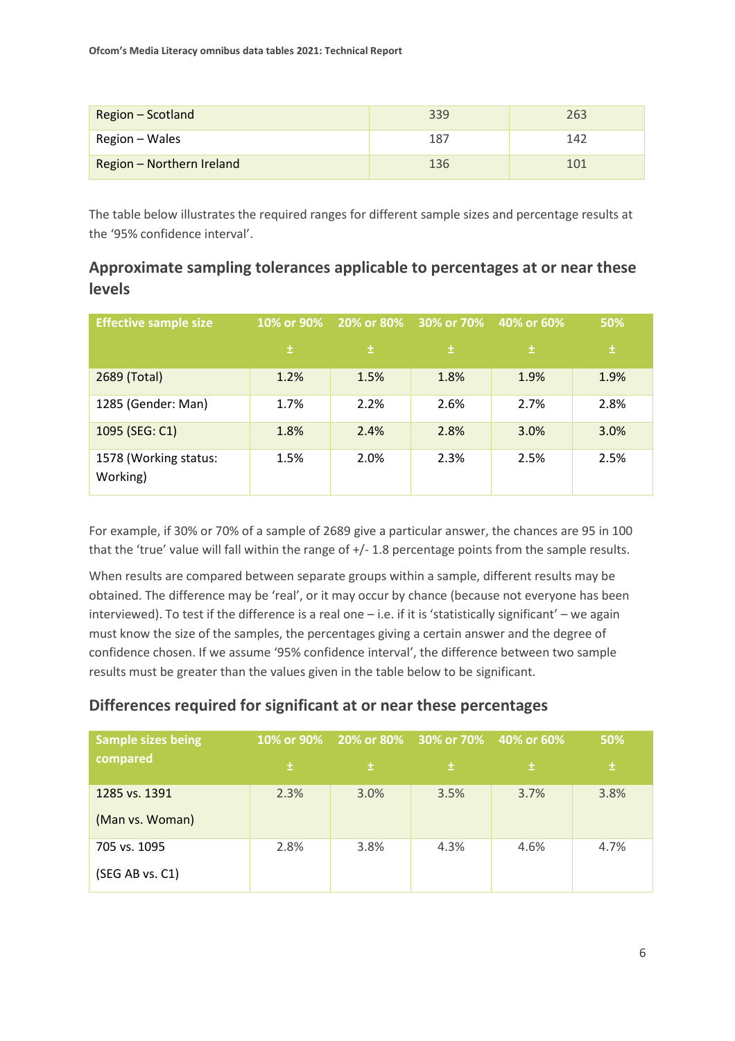| | | |
|---|---|---|
| Region – Scotland | 339 | 263 |
| Region – Wales | 187 | 142 |
| Region – Northern Ireland | 136 | 101 |

The table below illustrates the required ranges for different sample sizes and percentage results at the '95% confidence interval'.

## Approximate sampling tolerances applicable to percentages at or near these levels

| Effective sample size | 10% or 90% ± | 20% or 80% ± | 30% or 70% ± | 40% or 60% ± | 50% ± |
|---|---|---|---|---|---|
| 2689 (Total) | 1.2% | 1.5% | 1.8% | 1.9% | 1.9% |
| 1285 (Gender: Man) | 1.7% | 2.2% | 2.6% | 2.7% | 2.8% |
| 1095 (SEG: C1) | 1.8% | 2.4% | 2.8% | 3.0% | 3.0% |
| 1578 (Working status: Working) | 1.5% | 2.0% | 2.3% | 2.5% | 2.5% |

For example, if 30% or 70% of a sample of 2689 give a particular answer, the chances are 95 in 100 that the 'true' value will fall within the range of +/- 1.8 percentage points from the sample results.

When results are compared between separate groups within a sample, different results may be obtained. The difference may be 'real', or it may occur by chance (because not everyone has been interviewed). To test if the difference is a real one – i.e. if it is 'statistically significant' – we again must know the size of the samples, the percentages giving a certain answer and the degree of confidence chosen. If we assume '95% confidence interval', the difference between two sample results must be greater than the values given in the table below to be significant.

## Differences required for significant at or near these percentages

| Sample sizes being compared | 10% or 90% ± | 20% or 80% ± | 30% or 70% ± | 40% or 60% ± | 50% ± |
|---|---|---|---|---|---|
| 1285 vs. 1391 (Man vs. Woman) | 2.3% | 3.0% | 3.5% | 3.7% | 3.8% |
| 705 vs. 1095 (SEG AB vs. C1) | 2.8% | 3.8% | 4.3% | 4.6% | 4.7% |